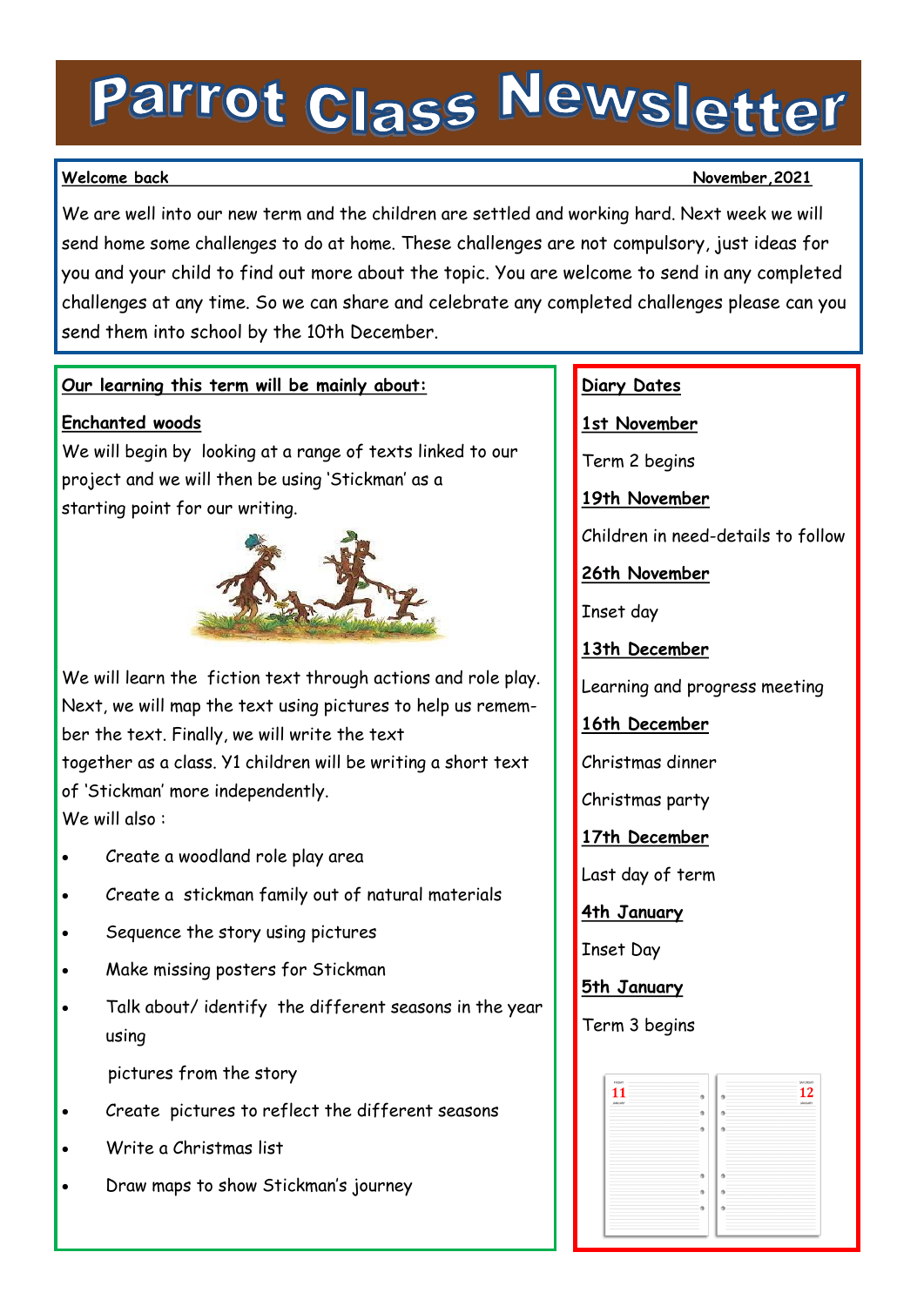# Parrot Class Newsletter

**Welcome back** **November,2021**

We are well into our new term and the children are settled and working hard. Next week we will send home some challenges to do at home. These challenges are not compulsory, just ideas for you and your child to find out more about the topic. You are welcome to send in any completed challenges at any time. So we can share and celebrate any completed challenges please can you send them into school by the 10th December.

## Our learning this term will be mainly about:

### Enchanted woods

We will begin by looking at a range of texts linked to our project and we will then be using 'Stickman' as a starting point for our writing.

We will learn the fiction text through actions and role play. Next, we will map the text using pictures to help us remember the text. Finally, we will write the text together as a class. Y1 children will be writing a short text of 'Stickman' more independently.

We will also :

- Create a woodland role play area
- Create a stickman family out of natural materials
- Sequence the story using pictures
- Make missing posters for Stickman
- Talk about/ identify the different seasons in the year using pictures from the story
- Create pictures to reflect the different seasons
- Write a Christmas list
- Draw maps to show Stickman's journey

## Diary Dates

**1st November**

Term 2 begins

**19th November**

Children in need-details to follow

**26th November**

Inset day

**13th December**

Learning and progress meeting

**16th December**

Christmas dinner

Christmas party

**17th December**

Last day of term

**4th January**

Inset Day

**5th January**

Term 3 begins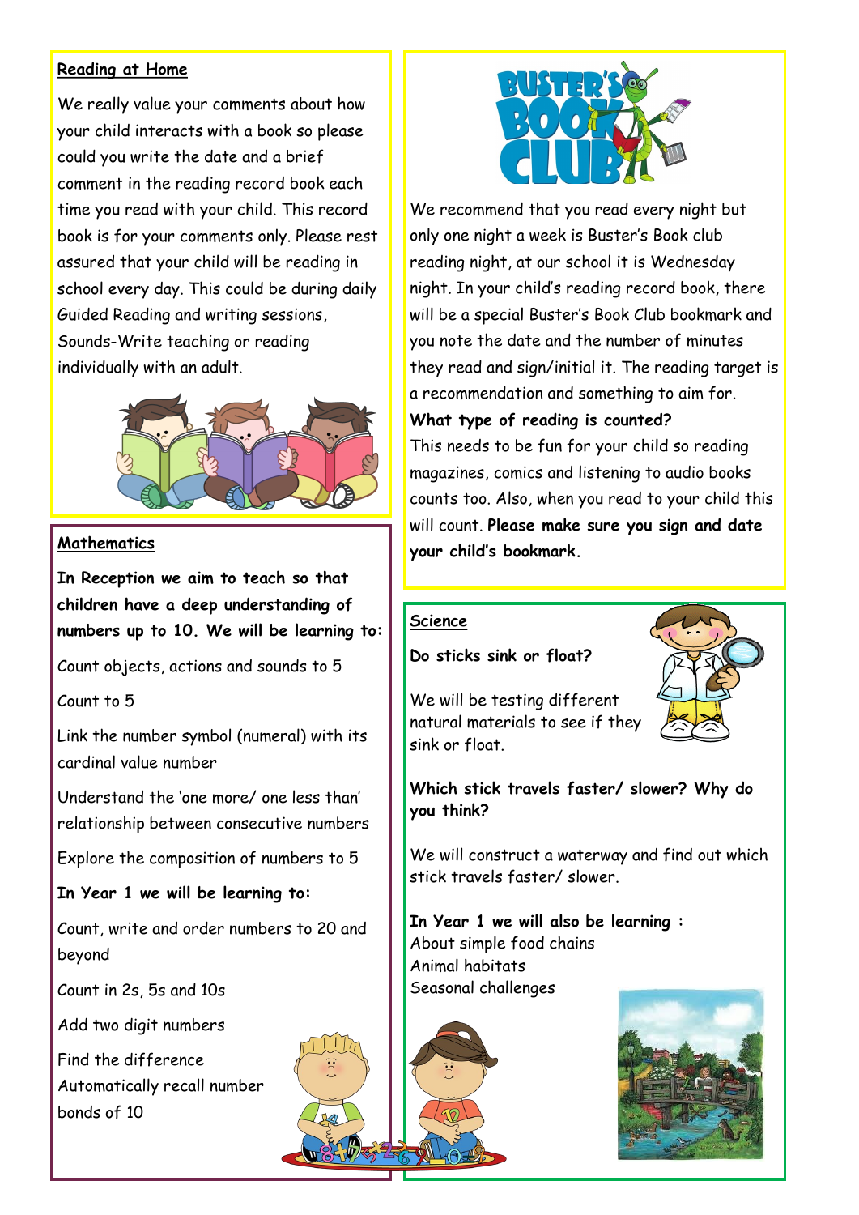## Reading at Home

We really value your comments about how your child interacts with a book so please could you write the date and a brief comment in the reading record book each time you read with your child. This record book is for your comments only. Please rest assured that your child will be reading in school every day. This could be during daily Guided Reading and writing sessions, Sounds-Write teaching or reading individually with an adult.

## Mathematics

**In Reception we aim to teach so that children have a deep understanding of numbers up to 10. We will be learning to:**

Count objects, actions and sounds to 5

Count to 5

Link the number symbol (numeral) with its cardinal value number

Understand the 'one more/ one less than' relationship between consecutive numbers

Explore the composition of numbers to 5

**In Year 1 we will be learning to:**

Count, write and order numbers to 20 and beyond

Count in 2s, 5s and 10s

Add two digit numbers

Find the difference

Automatically recall number bonds of 10

## Buster's Book Club

We recommend that you read every night but only one night a week is Buster's Book club reading night, at our school it is Wednesday night. In your child's reading record book, there will be a special Buster's Book Club bookmark and you note the date and the number of minutes they read and sign/initial it. The reading target is a recommendation and something to aim for.

**What type of reading is counted?**

This needs to be fun for your child so reading magazines, comics and listening to audio books counts too. Also, when you read to your child this will count. **Please make sure you sign and date your child's bookmark.**

## Science

**Do sticks sink or float?**

We will be testing different natural materials to see if they sink or float.

**Which stick travels faster/ slower? Why do you think?**

We will construct a waterway and find out which stick travels faster/ slower.

**In Year 1 we will also be learning :**

About simple food chains

Animal habitats

Seasonal challenges